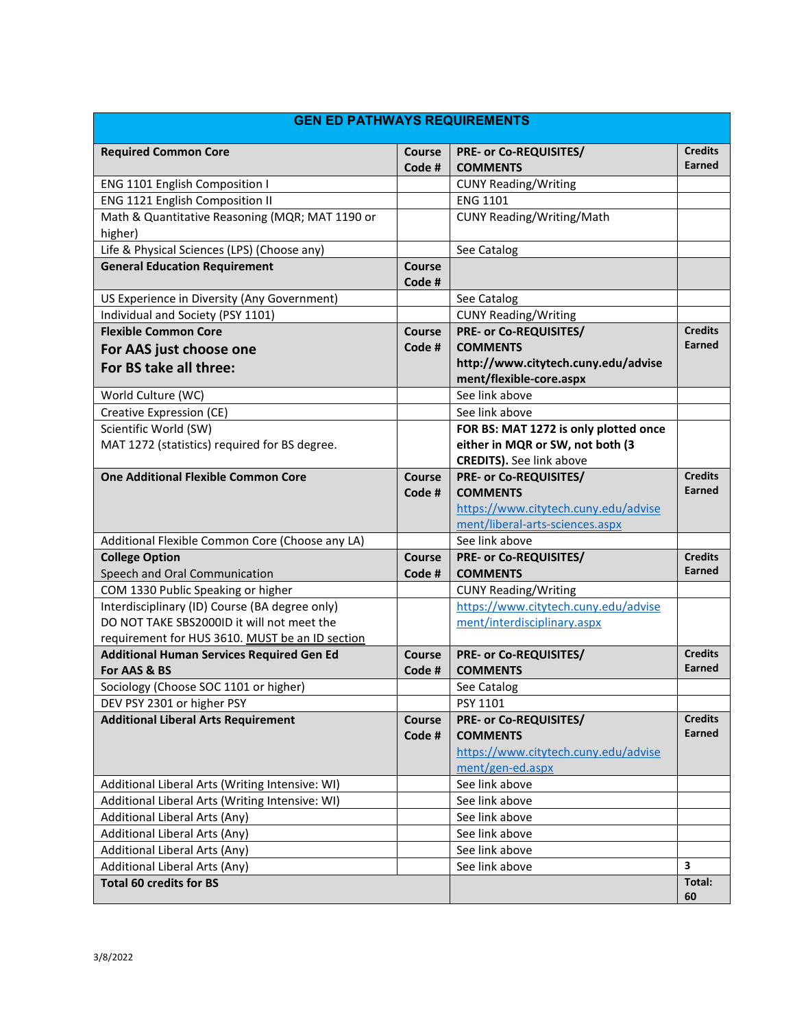| GEN ED PATHWAYS REQUIREMENTS | | | |
|---|---|---|---|
| **Required Common Core** | **Course Code #** | **PRE- or Co-REQUISITES/ COMMENTS** | **Credits Earned** |
| ENG 1101 English Composition I | | CUNY Reading/Writing | |
| ENG 1121 English Composition II | | ENG 1101 | |
| Math & Quantitative Reasoning (MQR; MAT 1190 or higher) | | CUNY Reading/Writing/Math | |
| Life & Physical Sciences (LPS) (Choose any) | | See Catalog | |
| **General Education Requirement** | **Course Code #** | | |
| US Experience in Diversity (Any Government) | | See Catalog | |
| Individual and Society (PSY 1101) | | CUNY Reading/Writing | |
| **Flexible Common Core**<br>**For AAS just choose one**<br>**For BS take all three:** | **Course Code #** | **PRE- or Co-REQUISITES/ COMMENTS**<br>**http://www.citytech.cuny.edu/advisement/flexible-core.aspx** | **Credits Earned** |
| World Culture (WC) | | See link above | |
| Creative Expression (CE) | | See link above | |
| Scientific World (SW)<br>MAT 1272 (statistics) required for BS degree. | | **FOR BS: MAT 1272 is only plotted once either in MQR or SW, not both (3 CREDITS).** See link above | |
| **One Additional Flexible Common Core** | **Course Code #** | **PRE- or Co-REQUISITES/ COMMENTS**<br>https://www.citytech.cuny.edu/advisement/liberal-arts-sciences.aspx | **Credits Earned** |
| Additional Flexible Common Core (Choose any LA) | | See link above | |
| **College Option**<br>Speech and Oral Communication | **Course Code #** | **PRE- or Co-REQUISITES/ COMMENTS** | **Credits Earned** |
| COM 1330 Public Speaking or higher | | CUNY Reading/Writing | |
| Interdisciplinary (ID) Course (BA degree only)<br>DO NOT TAKE SBS2000ID it will not meet the requirement for HUS 3610. MUST be an ID section | | https://www.citytech.cuny.edu/advisement/interdisciplinary.aspx | |
| **Additional Human Services Required Gen Ed For AAS & BS** | **Course Code #** | **PRE- or Co-REQUISITES/ COMMENTS** | **Credits Earned** |
| Sociology (Choose SOC 1101 or higher) | | See Catalog | |
| DEV PSY 2301 or higher PSY | | PSY 1101 | |
| **Additional Liberal Arts Requirement** | **Course Code #** | **PRE- or Co-REQUISITES/ COMMENTS**<br>https://www.citytech.cuny.edu/advisement/gen-ed.aspx | **Credits Earned** |
| Additional Liberal Arts (Writing Intensive: WI) | | See link above | |
| Additional Liberal Arts (Writing Intensive: WI) | | See link above | |
| Additional Liberal Arts (Any) | | See link above | |
| Additional Liberal Arts (Any) | | See link above | |
| Additional Liberal Arts (Any) | | See link above | |
| Additional Liberal Arts (Any) | | See link above | 3 |
| **Total 60 credits for BS** | | | **Total: 60** |

3/8/2022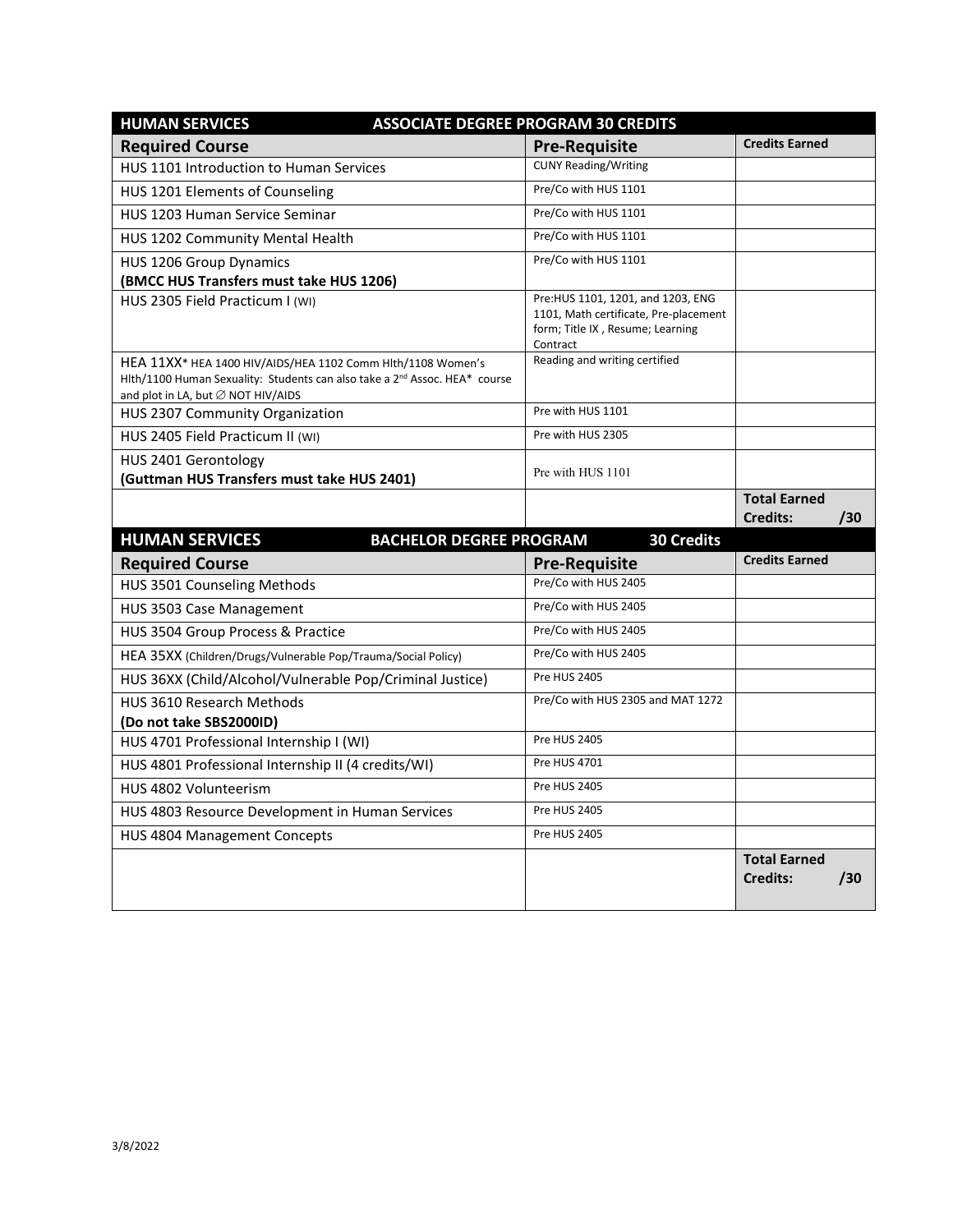| HUMAN SERVICES | ASSOCIATE DEGREE PROGRAM 30 CREDITS | |
|---|---|---|
| **Required Course** | **Pre-Requisite** | **Credits Earned** |
| HUS 1101 Introduction to Human Services | CUNY Reading/Writing | |
| HUS 1201 Elements of Counseling | Pre/Co with HUS 1101 | |
| HUS 1203 Human Service Seminar | Pre/Co with HUS 1101 | |
| HUS 1202 Community Mental Health | Pre/Co with HUS 1101 | |
| HUS 1206 Group Dynamics **(BMCC HUS Transfers must take HUS 1206)** | Pre/Co with HUS 1101 | |
| HUS 2305 Field Practicum I (WI) | Pre:HUS 1101, 1201, and 1203, ENG 1101, Math certificate, Pre-placement form; Title IX , Resume; Learning Contract | |
| HEA 11XX* HEA 1400 HIV/AIDS/HEA 1102 Comm Hlth/1108 Women's Hlth/1100 Human Sexuality: Students can also take a 2nd Assoc. HEA* course and plot in LA, but ∅ NOT HIV/AIDS | Reading and writing certified | |
| HUS 2307 Community Organization | Pre with HUS 1101 | |
| HUS 2405 Field Practicum II (WI) | Pre with HUS 2305 | |
| HUS 2401 Gerontology **(Guttman HUS Transfers must take HUS 2401)** | Pre with HUS 1101 | |
| | | **Total Earned Credits: /30** |

| HUMAN SERVICES | BACHELOR DEGREE PROGRAM 30 Credits | |
|---|---|---|
| **Required Course** | **Pre-Requisite** | **Credits Earned** |
| HUS 3501 Counseling Methods | Pre/Co with HUS 2405 | |
| HUS 3503 Case Management | Pre/Co with HUS 2405 | |
| HUS 3504 Group Process & Practice | Pre/Co with HUS 2405 | |
| HEA 35XX (Children/Drugs/Vulnerable Pop/Trauma/Social Policy) | Pre/Co with HUS 2405 | |
| HUS 36XX (Child/Alcohol/Vulnerable Pop/Criminal Justice) | Pre HUS 2405 | |
| HUS 3610 Research Methods **(Do not take SBS2000ID)** | Pre/Co with HUS 2305 and MAT 1272 | |
| HUS 4701 Professional Internship I (WI) | Pre HUS 2405 | |
| HUS 4801 Professional Internship II (4 credits/WI) | Pre HUS 4701 | |
| HUS 4802 Volunteerism | Pre HUS 2405 | |
| HUS 4803 Resource Development in Human Services | Pre HUS 2405 | |
| HUS 4804 Management Concepts | Pre HUS 2405 | |
| | | **Total Earned Credits: /30** |

3/8/2022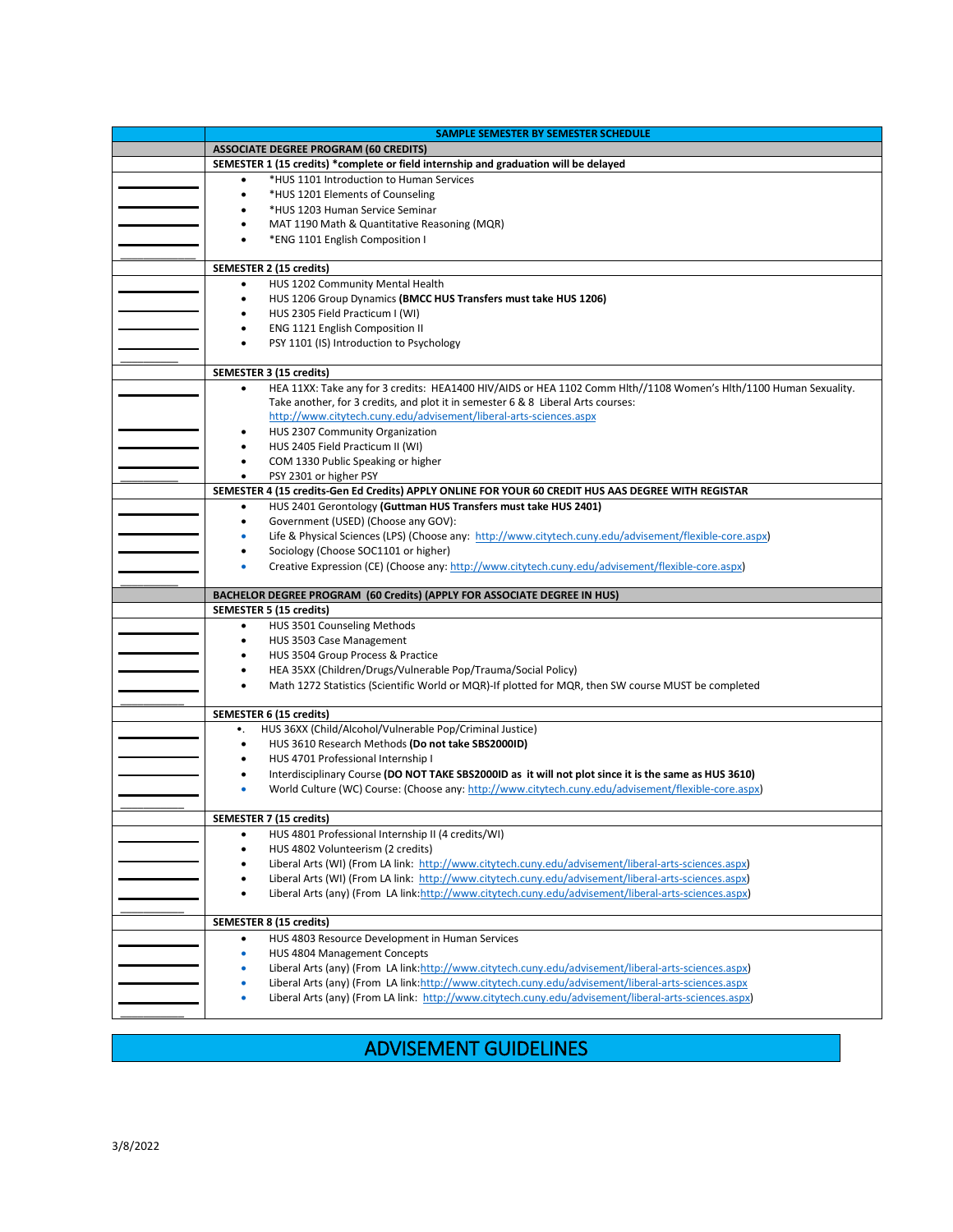| | SAMPLE SEMESTER BY SEMESTER SCHEDULE |
|---|---|
| | **ASSOCIATE DEGREE PROGRAM (60 CREDITS)** |
| | **SEMESTER 1 (15 credits) *complete or field internship and graduation will be delayed** |
| ______<br>______<br>______<br>______<br>______ | • *HUS 1101 Introduction to Human Services<br>• *HUS 1201 Elements of Counseling<br>• *HUS 1203 Human Service Seminar<br>• MAT 1190 Math & Quantitative Reasoning (MQR)<br>• *ENG 1101 English Composition I |
| | **SEMESTER 2 (15 credits)** |
| ______<br>______<br>______<br>______<br>______ | • HUS 1202 Community Mental Health<br>• HUS 1206 Group Dynamics **(BMCC HUS Transfers must take HUS 1206)**<br>• HUS 2305 Field Practicum I (WI)<br>• ENG 1121 English Composition II<br>• PSY 1101 (IS) Introduction to Psychology |
| | **SEMESTER 3 (15 credits)** |
| ______<br>______<br>______<br>______<br>______ | • HEA 11XX: Take any for 3 credits: HEA1400 HIV/AIDS or HEA 1102 Comm Hlth//1108 Women's Hlth/1100 Human Sexuality. Take another, for 3 credits, and plot it in semester 6 & 8 Liberal Arts courses: http://www.citytech.cuny.edu/advisement/liberal-arts-sciences.aspx<br>• HUS 2307 Community Organization<br>• HUS 2405 Field Practicum II (WI)<br>• COM 1330 Public Speaking or higher<br>• PSY 2301 or higher PSY |
| | **SEMESTER 4 (15 credits-Gen Ed Credits) APPLY ONLINE FOR YOUR 60 CREDIT HUS AAS DEGREE WITH REGISTAR** |
| ______<br>______<br>______<br>______<br>______ | • HUS 2401 Gerontology **(Guttman HUS Transfers must take HUS 2401)**<br>• Government (USED) (Choose any GOV):<br>• Life & Physical Sciences (LPS) (Choose any: http://www.citytech.cuny.edu/advisement/flexible-core.aspx)<br>• Sociology (Choose SOC1101 or higher)<br>• Creative Expression (CE) (Choose any: http://www.citytech.cuny.edu/advisement/flexible-core.aspx) |
| | **BACHELOR DEGREE PROGRAM (60 Credits) (APPLY FOR ASSOCIATE DEGREE IN HUS)** |
| | **SEMESTER 5 (15 credits)** |
| ______<br>______<br>______<br>______<br>______ | • HUS 3501 Counseling Methods<br>• HUS 3503 Case Management<br>• HUS 3504 Group Process & Practice<br>• HEA 35XX (Children/Drugs/Vulnerable Pop/Trauma/Social Policy)<br>• Math 1272 Statistics (Scientific World or MQR)-If plotted for MQR, then SW course MUST be completed |
| | **SEMESTER 6 (15 credits)** |
| ______<br>______<br>______<br>______<br>______ | •. HUS 36XX (Child/Alcohol/Vulnerable Pop/Criminal Justice)<br>• HUS 3610 Research Methods **(Do not take SBS2000ID)**<br>• HUS 4701 Professional Internship I<br>• Interdisciplinary Course **(DO NOT TAKE SBS2000ID as it will not plot since it is the same as HUS 3610)**<br>• World Culture (WC) Course: (Choose any: http://www.citytech.cuny.edu/advisement/flexible-core.aspx) |
| | **SEMESTER 7 (15 credits)** |
| ______<br>______<br>______<br>______<br>______ | • HUS 4801 Professional Internship II (4 credits/WI)<br>• HUS 4802 Volunteerism (2 credits)<br>• Liberal Arts (WI) (From LA link: http://www.citytech.cuny.edu/advisement/liberal-arts-sciences.aspx)<br>• Liberal Arts (WI) (From LA link: http://www.citytech.cuny.edu/advisement/liberal-arts-sciences.aspx)<br>• Liberal Arts (any) (From LA link:http://www.citytech.cuny.edu/advisement/liberal-arts-sciences.aspx) |
| | **SEMESTER 8 (15 credits)** |
| ______<br>______<br>______<br>______<br>______ | • HUS 4803 Resource Development in Human Services<br>• HUS 4804 Management Concepts<br>• Liberal Arts (any) (From LA link:http://www.citytech.cuny.edu/advisement/liberal-arts-sciences.aspx)<br>• Liberal Arts (any) (From LA link:http://www.citytech.cuny.edu/advisement/liberal-arts-sciences.aspx<br>• Liberal Arts (any) (From LA link: http://www.citytech.cuny.edu/advisement/liberal-arts-sciences.aspx) |

## ADVISEMENT GUIDELINES

3/8/2022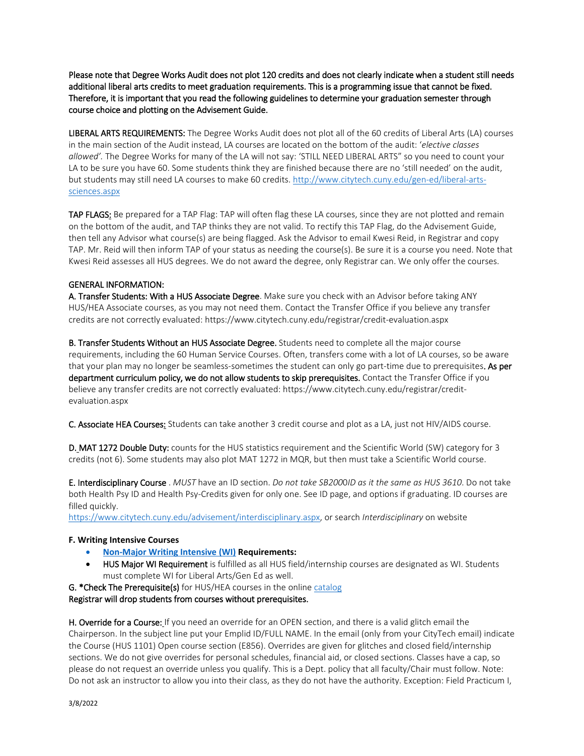**Please note that Degree Works Audit does not plot 120 credits and does not clearly indicate when a student still needs additional liberal arts credits to meet graduation requirements. This is a programming issue that cannot be fixed. Therefore, it is important that you read the following guidelines to determine your graduation semester through course choice and plotting on the Advisement Guide.**

**LIBERAL ARTS REQUIREMENTS:** The Degree Works Audit does not plot all of the 60 credits of Liberal Arts (LA) courses in the main section of the Audit instead, LA courses are located on the bottom of the audit: '*elective classes allowed'.* The Degree Works for many of the LA will not say: 'STILL NEED LIBERAL ARTS" so you need to count your LA to be sure you have 60. Some students think they are finished because there are no 'still needed' on the audit, but students may still need LA courses to make 60 credits. [http://www.citytech.cuny.edu/gen-ed/liberal-arts-sciences.aspx](http://www.citytech.cuny.edu/gen-ed/liberal-arts-sciences.aspx)

**TAP FLAGS:** Be prepared for a TAP Flag: TAP will often flag these LA courses, since they are not plotted and remain on the bottom of the audit, and TAP thinks they are not valid. To rectify this TAP Flag, do the Advisement Guide, then tell any Advisor what course(s) are being flagged. Ask the Advisor to email Kwesi Reid, in Registrar and copy TAP. Mr. Reid will then inform TAP of your status as needing the course(s). Be sure it is a course you need. Note that Kwesi Reid assesses all HUS degrees. We do not award the degree, only Registrar can. We only offer the courses.

**GENERAL INFORMATION:**

**A. Transfer Students: With a HUS Associate Degree**. Make sure you check with an Advisor before taking ANY HUS/HEA Associate courses, as you may not need them. Contact the Transfer Office if you believe any transfer credits are not correctly evaluated: https://www.citytech.cuny.edu/registrar/credit-evaluation.aspx

**B. Transfer Students Without an HUS Associate Degree.** Students need to complete all the major course requirements, including the 60 Human Service Courses. Often, transfers come with a lot of LA courses, so be aware that your plan may no longer be seamless-sometimes the student can only go part-time due to prerequisites**. As per department curriculum policy, we do not allow students to skip prerequisites.** Contact the Transfer Office if you believe any transfer credits are not correctly evaluated: https://www.citytech.cuny.edu/registrar/credit-evaluation.aspx

**C. Associate HEA Courses:** Students can take another 3 credit course and plot as a LA, just not HIV/AIDS course.

**D. MAT 1272 Double Duty:** counts for the HUS statistics requirement and the Scientific World (SW) category for 3 credits (not 6). Some students may also plot MAT 1272 in MQR, but then must take a Scientific World course.

**E. Interdisciplinary Course** . *MUST* have an ID section. *Do not take SB2000ID as it the same as HUS 3610*. Do not take both Health Psy ID and Health Psy-Credits given for only one. See ID page, and options if graduating. ID courses are filled quickly.
[https://www.citytech.cuny.edu/advisement/interdisciplinary.aspx](https://www.citytech.cuny.edu/advisement/interdisciplinary.aspx), or search *Interdisciplinary* on website

**F. Writing Intensive Courses**

- **Non-Major Writing Intensive (WI) Requirements:**
- **HUS Major WI Requirement** is fulfilled as all HUS field/internship courses are designated as WI. Students must complete WI for Liberal Arts/Gen Ed as well.

**G. *Check The Prerequisite(s)** for HUS/HEA courses in the online catalog
**Registrar will drop students from courses without prerequisites.**

**H. Override for a Course:** If you need an override for an OPEN section, and there is a valid glitch email the Chairperson. In the subject line put your Emplid ID/FULL NAME. In the email (only from your CityTech email) indicate the Course (HUS 1101) Open course section (E856). Overrides are given for glitches and closed field/internship sections. We do not give overrides for personal schedules, financial aid, or closed sections. Classes have a cap, so please do not request an override unless you qualify. This is a Dept. policy that all faculty/Chair must follow. Note: Do not ask an instructor to allow you into their class, as they do not have the authority. Exception: Field Practicum I,

3/8/2022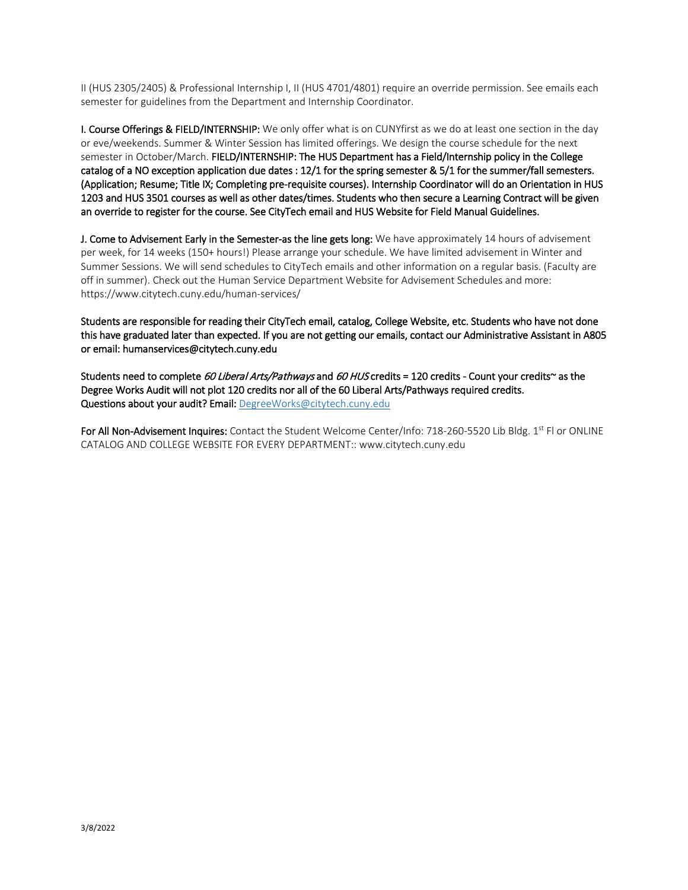II (HUS 2305/2405) & Professional Internship I, II (HUS 4701/4801) require an override permission. See emails each semester for guidelines from the Department and Internship Coordinator.

**I. Course Offerings & FIELD/INTERNSHIP:** We only offer what is on CUNYfirst as we do at least one section in the day or eve/weekends. Summer & Winter Session has limited offerings. We design the course schedule for the next semester in October/March. **FIELD/INTERNSHIP: The HUS Department has a Field/Internship policy in the College catalog of a NO exception application due dates : 12/1 for the spring semester & 5/1 for the summer/fall semesters. (Application; Resume; Title IX; Completing pre-requisite courses). Internship Coordinator will do an Orientation in HUS 1203 and HUS 3501 courses as well as other dates/times. Students who then secure a Learning Contract will be given an override to register for the course. See CityTech email and HUS Website for Field Manual Guidelines.**

**J. Come to Advisement Early in the Semester-as the line gets long:** We have approximately 14 hours of advisement per week, for 14 weeks (150+ hours!) Please arrange your schedule. We have limited advisement in Winter and Summer Sessions. We will send schedules to CityTech emails and other information on a regular basis. (Faculty are off in summer). Check out the Human Service Department Website for Advisement Schedules and more: https://www.citytech.cuny.edu/human-services/

**Students are responsible for reading their CityTech email, catalog, College Website, etc. Students who have not done this have graduated later than expected. If you are not getting our emails, contact our Administrative Assistant in A805 or email: humanservices@citytech.cuny.edu**

**Students need to complete *60 Liberal Arts/Pathways* and *60 HUS* credits = 120 credits - Count your credits~ as the Degree Works Audit will not plot 120 credits nor all of the 60 Liberal Arts/Pathways required credits.**
**Questions about your audit? Email:** DegreeWorks@citytech.cuny.edu

**For All Non-Advisement Inquires:** Contact the Student Welcome Center/Info: 718-260-5520 Lib Bldg. 1st Fl or ONLINE CATALOG AND COLLEGE WEBSITE FOR EVERY DEPARTMENT:: www.citytech.cuny.edu

3/8/2022